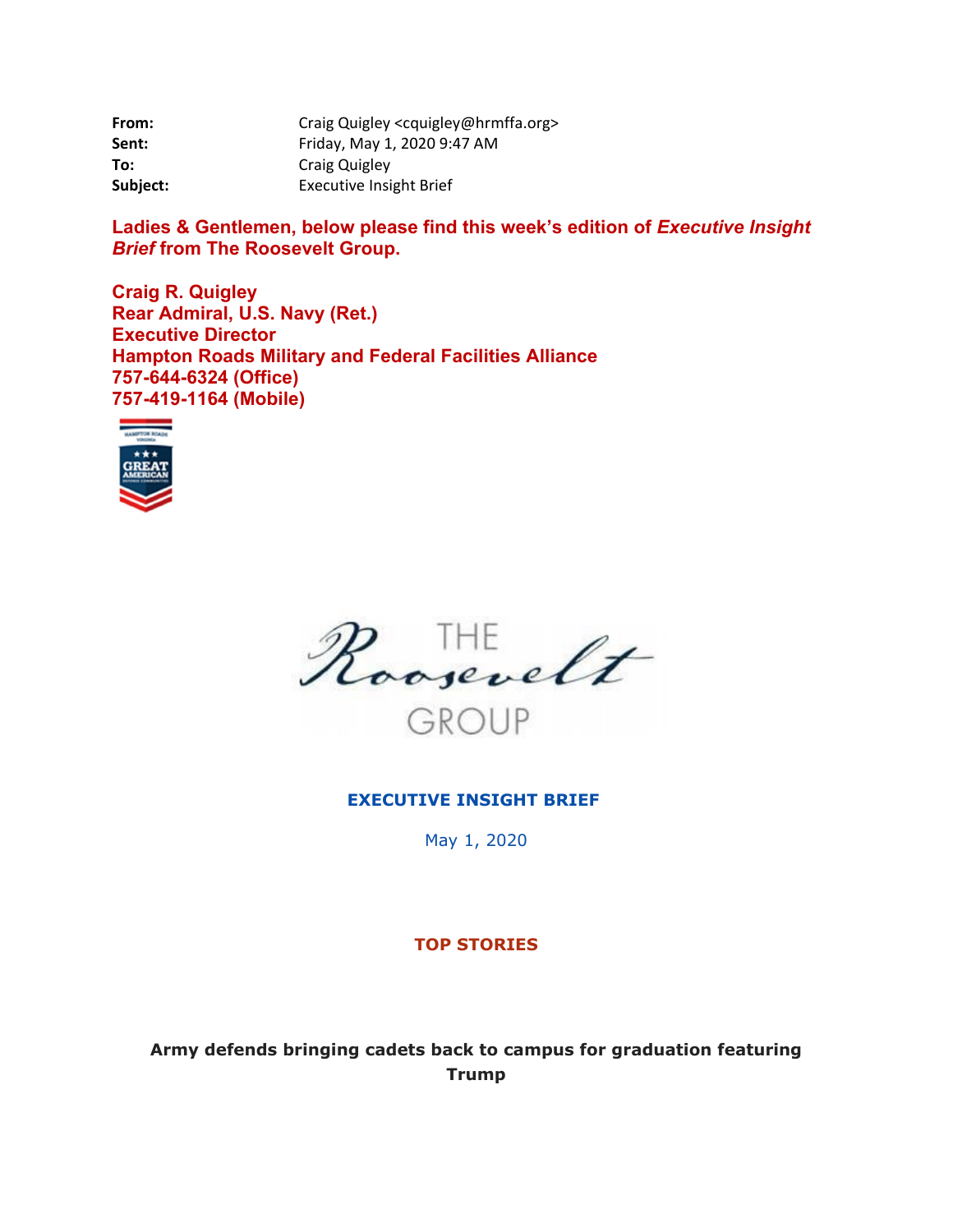| | |
|---|---|
| **From:** | Craig Quigley <cquigley@hrmffa.org> |
| **Sent:** | Friday, May 1, 2020 9:47 AM |
| **To:** | Craig Quigley |
| **Subject:** | Executive Insight Brief |

**Ladies & Gentlemen, below please find this week's edition of *Executive Insight Brief* from The Roosevelt Group.**

**Craig R. Quigley**
**Rear Admiral, U.S. Navy (Ret.)**
**Executive Director**
**Hampton Roads Military and Federal Facilities Alliance**
**757-644-6324 (Office)**
**757-419-1164 (Mobile)**

THE Roosevelt GROUP

**EXECUTIVE INSIGHT BRIEF**

May 1, 2020

**TOP STORIES**

**Army defends bringing cadets back to campus for graduation featuring Trump**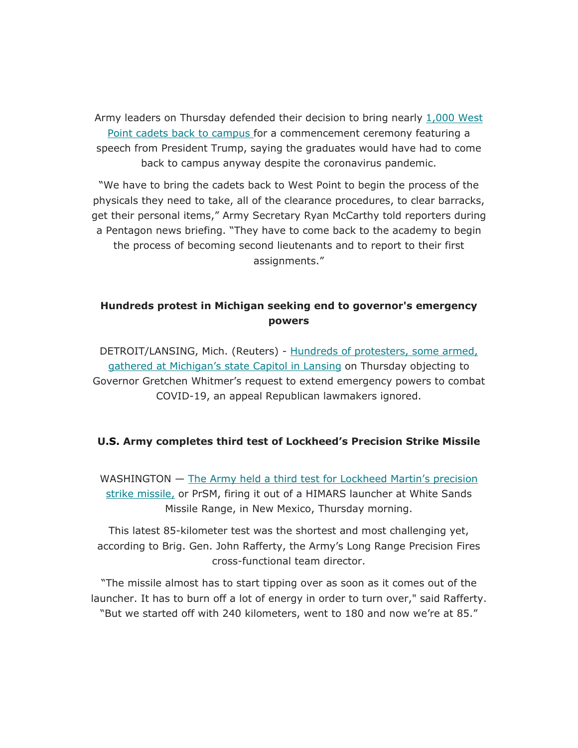Army leaders on Thursday defended their decision to bring nearly [1,000 West Point cadets back to campus ]for a commencement ceremony featuring a speech from President Trump, saying the graduates would have had to come back to campus anyway despite the coronavirus pandemic.

"We have to bring the cadets back to West Point to begin the process of the physicals they need to take, all of the clearance procedures, to clear barracks, get their personal items," Army Secretary Ryan McCarthy told reporters during a Pentagon news briefing. "They have to come back to the academy to begin the process of becoming second lieutenants and to report to their first assignments."

**Hundreds protest in Michigan seeking end to governor's emergency powers**

DETROIT/LANSING, Mich. (Reuters) - [Hundreds of protesters, some armed, gathered at Michigan's state Capitol in Lansing] on Thursday objecting to Governor Gretchen Whitmer's request to extend emergency powers to combat COVID-19, an appeal Republican lawmakers ignored.

**U.S. Army completes third test of Lockheed's Precision Strike Missile**

WASHINGTON — [The Army held a third test for Lockheed Martin's precision strike missile,] or PrSM, firing it out of a HIMARS launcher at White Sands Missile Range, in New Mexico, Thursday morning.

This latest 85-kilometer test was the shortest and most challenging yet, according to Brig. Gen. John Rafferty, the Army's Long Range Precision Fires cross-functional team director.

"The missile almost has to start tipping over as soon as it comes out of the launcher. It has to burn off a lot of energy in order to turn over," said Rafferty. "But we started off with 240 kilometers, went to 180 and now we're at 85."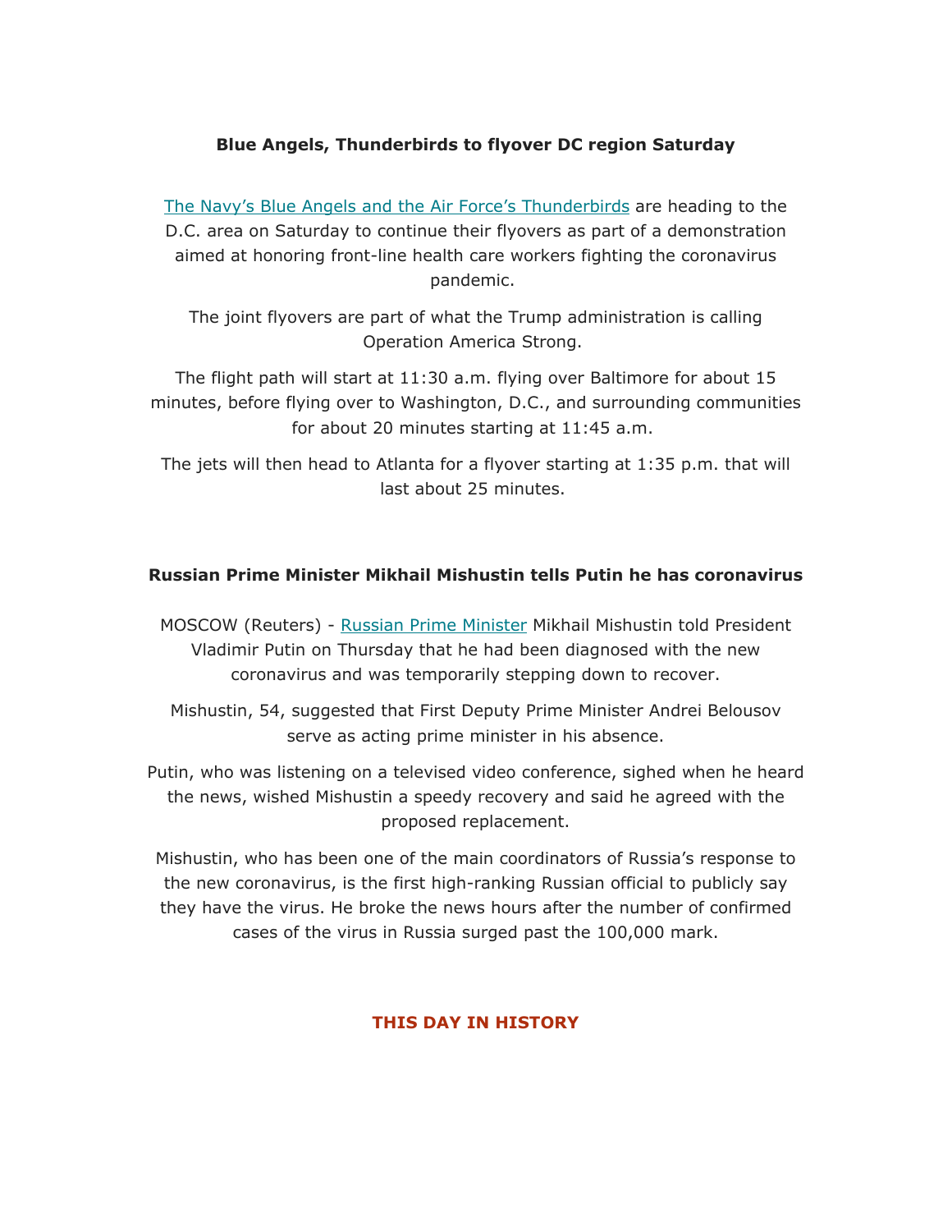**Blue Angels, Thunderbirds to flyover DC region Saturday**

The Navy's Blue Angels and the Air Force's Thunderbirds are heading to the D.C. area on Saturday to continue their flyovers as part of a demonstration aimed at honoring front-line health care workers fighting the coronavirus pandemic.

The joint flyovers are part of what the Trump administration is calling Operation America Strong.

The flight path will start at 11:30 a.m. flying over Baltimore for about 15 minutes, before flying over to Washington, D.C., and surrounding communities for about 20 minutes starting at 11:45 a.m.

The jets will then head to Atlanta for a flyover starting at 1:35 p.m. that will last about 25 minutes.

**Russian Prime Minister Mikhail Mishustin tells Putin he has coronavirus**

MOSCOW (Reuters) - Russian Prime Minister Mikhail Mishustin told President Vladimir Putin on Thursday that he had been diagnosed with the new coronavirus and was temporarily stepping down to recover.

Mishustin, 54, suggested that First Deputy Prime Minister Andrei Belousov serve as acting prime minister in his absence.

Putin, who was listening on a televised video conference, sighed when he heard the news, wished Mishustin a speedy recovery and said he agreed with the proposed replacement.

Mishustin, who has been one of the main coordinators of Russia's response to the new coronavirus, is the first high-ranking Russian official to publicly say they have the virus. He broke the news hours after the number of confirmed cases of the virus in Russia surged past the 100,000 mark.

## THIS DAY IN HISTORY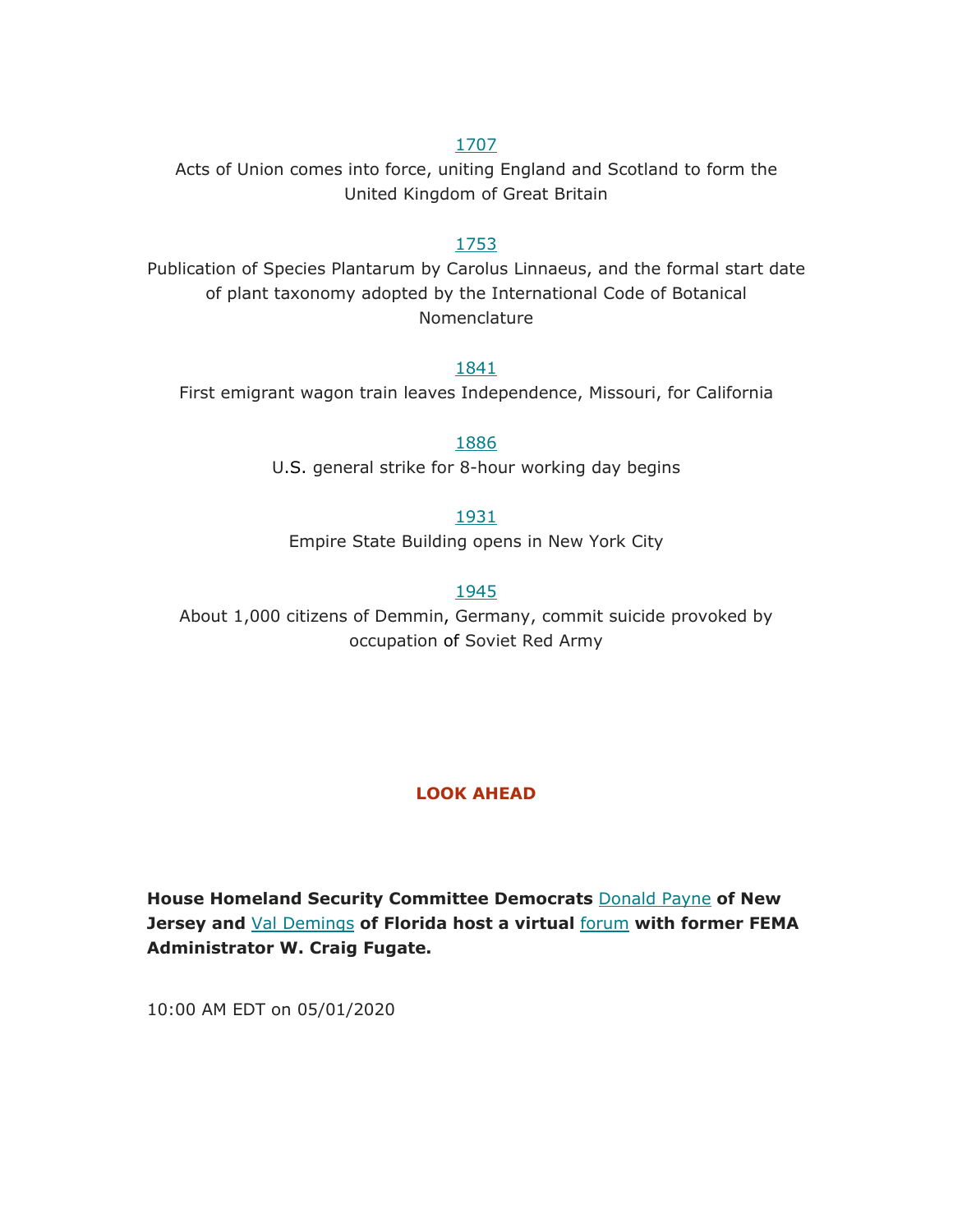1707

Acts of Union comes into force, uniting England and Scotland to form the United Kingdom of Great Britain

1753

Publication of Species Plantarum by Carolus Linnaeus, and the formal start date of plant taxonomy adopted by the International Code of Botanical Nomenclature

1841

First emigrant wagon train leaves Independence, Missouri, for California

1886

U.S. general strike for 8-hour working day begins

1931

Empire State Building opens in New York City

1945

About 1,000 citizens of Demmin, Germany, commit suicide provoked by occupation of Soviet Red Army

## LOOK AHEAD

**House Homeland Security Committee Democrats Donald Payne of New Jersey and Val Demings of Florida host a virtual forum with former FEMA Administrator W. Craig Fugate.**

10:00 AM EDT on 05/01/2020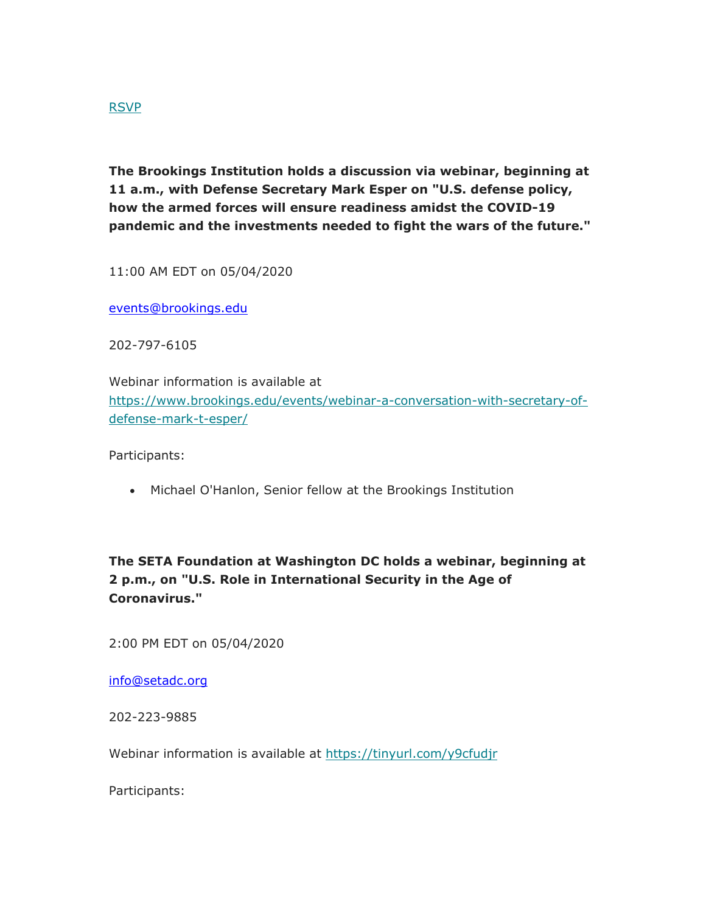[RSVP](#)

**The Brookings Institution holds a discussion via webinar, beginning at 11 a.m., with Defense Secretary Mark Esper on "U.S. defense policy, how the armed forces will ensure readiness amidst the COVID-19 pandemic and the investments needed to fight the wars of the future."**

11:00 AM EDT on 05/04/2020

events@brookings.edu

202-797-6105

Webinar information is available at https://www.brookings.edu/events/webinar-a-conversation-with-secretary-of-defense-mark-t-esper/

Participants:

- Michael O'Hanlon, Senior fellow at the Brookings Institution

**The SETA Foundation at Washington DC holds a webinar, beginning at 2 p.m., on "U.S. Role in International Security in the Age of Coronavirus."**

2:00 PM EDT on 05/04/2020

info@setadc.org

202-223-9885

Webinar information is available at https://tinyurl.com/y9cfudjr

Participants: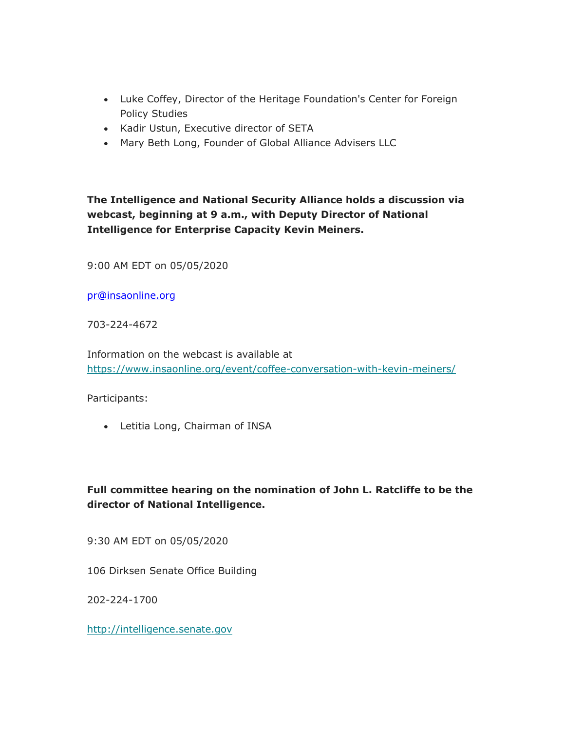- Luke Coffey, Director of the Heritage Foundation's Center for Foreign Policy Studies
- Kadir Ustun, Executive director of SETA
- Mary Beth Long, Founder of Global Alliance Advisers LLC

**The Intelligence and National Security Alliance holds a discussion via webcast, beginning at 9 a.m., with Deputy Director of National Intelligence for Enterprise Capacity Kevin Meiners.**

9:00 AM EDT on 05/05/2020

pr@insaonline.org

703-224-4672

Information on the webcast is available at https://www.insaonline.org/event/coffee-conversation-with-kevin-meiners/

Participants:

- Letitia Long, Chairman of INSA

**Full committee hearing on the nomination of John L. Ratcliffe to be the director of National Intelligence.**

9:30 AM EDT on 05/05/2020

106 Dirksen Senate Office Building

202-224-1700

http://intelligence.senate.gov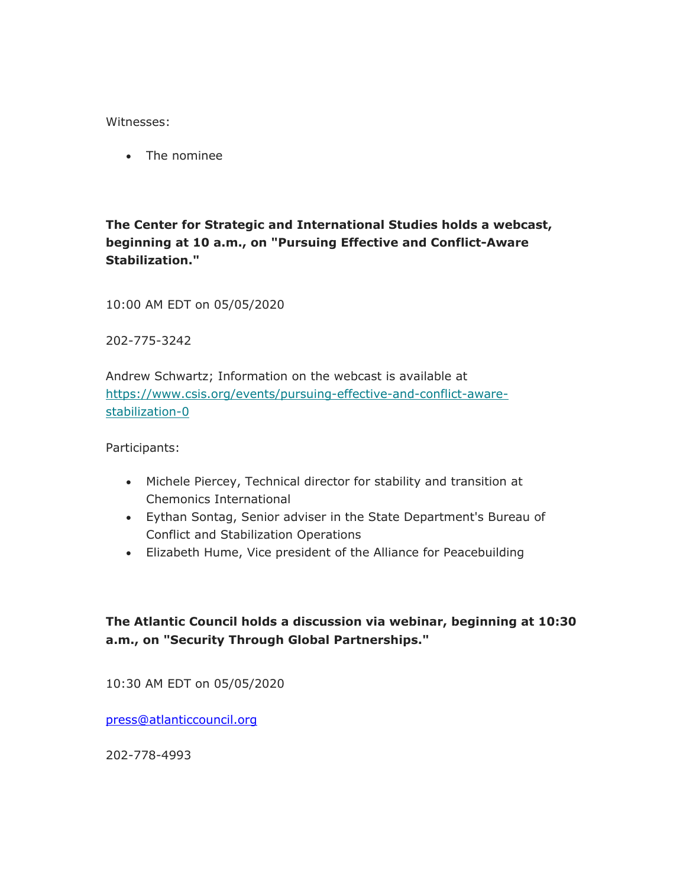Witnesses:

- The nominee

**The Center for Strategic and International Studies holds a webcast, beginning at 10 a.m., on "Pursuing Effective and Conflict-Aware Stabilization."**

10:00 AM EDT on 05/05/2020

202-775-3242

Andrew Schwartz; Information on the webcast is available at https://www.csis.org/events/pursuing-effective-and-conflict-aware-stabilization-0

Participants:

- Michele Piercey, Technical director for stability and transition at Chemonics International
- Eython Sontag, Senior adviser in the State Department's Bureau of Conflict and Stabilization Operations
- Elizabeth Hume, Vice president of the Alliance for Peacebuilding

**The Atlantic Council holds a discussion via webinar, beginning at 10:30 a.m., on "Security Through Global Partnerships."**

10:30 AM EDT on 05/05/2020

press@atlanticcouncil.org

202-778-4993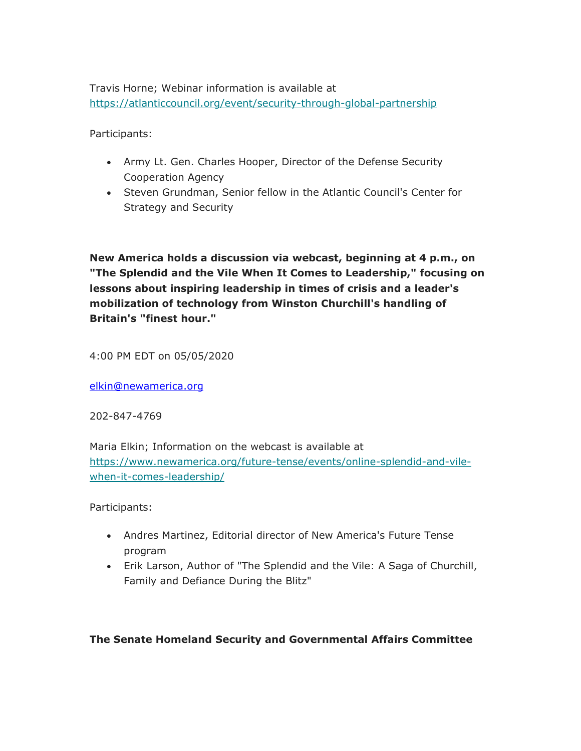Travis Horne; Webinar information is available at https://atlanticcouncil.org/event/security-through-global-partnership

Participants:

- Army Lt. Gen. Charles Hooper, Director of the Defense Security Cooperation Agency
- Steven Grundman, Senior fellow in the Atlantic Council's Center for Strategy and Security

**New America holds a discussion via webcast, beginning at 4 p.m., on "The Splendid and the Vile When It Comes to Leadership," focusing on lessons about inspiring leadership in times of crisis and a leader's mobilization of technology from Winston Churchill's handling of Britain's "finest hour."**

4:00 PM EDT on 05/05/2020

elkin@newamerica.org

202-847-4769

Maria Elkin; Information on the webcast is available at https://www.newamerica.org/future-tense/events/online-splendid-and-vile-when-it-comes-leadership/

Participants:

- Andres Martinez, Editorial director of New America's Future Tense program
- Erik Larson, Author of "The Splendid and the Vile: A Saga of Churchill, Family and Defiance During the Blitz"

**The Senate Homeland Security and Governmental Affairs Committee**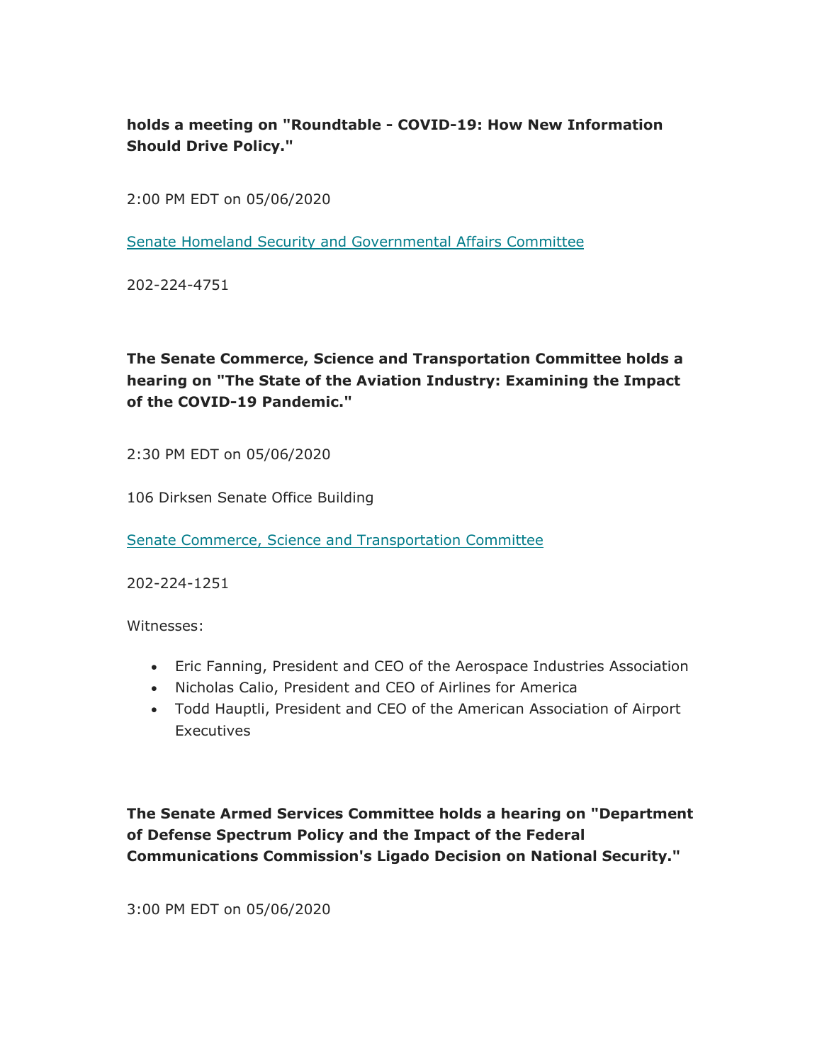**holds a meeting on "Roundtable - COVID-19: How New Information Should Drive Policy."**

2:00 PM EDT on 05/06/2020

Senate Homeland Security and Governmental Affairs Committee

202-224-4751

**The Senate Commerce, Science and Transportation Committee holds a hearing on "The State of the Aviation Industry: Examining the Impact of the COVID-19 Pandemic."**

2:30 PM EDT on 05/06/2020

106 Dirksen Senate Office Building

Senate Commerce, Science and Transportation Committee

202-224-1251

Witnesses:

- Eric Fanning, President and CEO of the Aerospace Industries Association
- Nicholas Calio, President and CEO of Airlines for America
- Todd Hauptli, President and CEO of the American Association of Airport Executives

**The Senate Armed Services Committee holds a hearing on "Department of Defense Spectrum Policy and the Impact of the Federal Communications Commission's Ligado Decision on National Security."**

3:00 PM EDT on 05/06/2020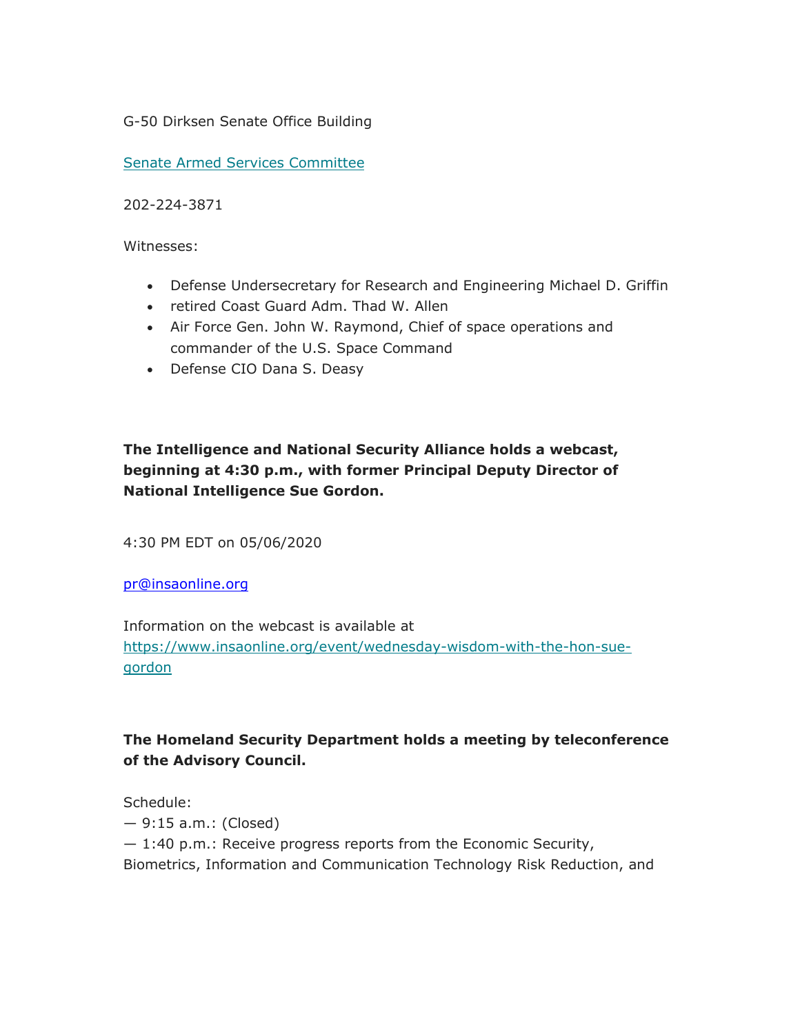G-50 Dirksen Senate Office Building

[Senate Armed Services Committee]

202-224-3871

Witnesses:

- Defense Undersecretary for Research and Engineering Michael D. Griffin
- retired Coast Guard Adm. Thad W. Allen
- Air Force Gen. John W. Raymond, Chief of space operations and commander of the U.S. Space Command
- Defense CIO Dana S. Deasy

**The Intelligence and National Security Alliance holds a webcast, beginning at 4:30 p.m., with former Principal Deputy Director of National Intelligence Sue Gordon.**

4:30 PM EDT on 05/06/2020

pr@insaonline.org

Information on the webcast is available at https://www.insaonline.org/event/wednesday-wisdom-with-the-hon-sue-gordon

**The Homeland Security Department holds a meeting by teleconference of the Advisory Council.**

Schedule:
— 9:15 a.m.: (Closed)
— 1:40 p.m.: Receive progress reports from the Economic Security, Biometrics, Information and Communication Technology Risk Reduction, and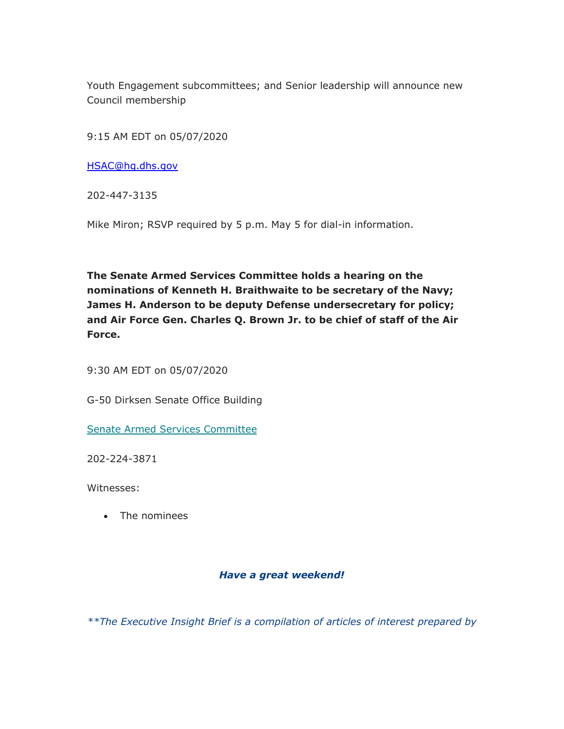Youth Engagement subcommittees; and Senior leadership will announce new Council membership

9:15 AM EDT on 05/07/2020

HSAC@hq.dhs.gov

202-447-3135

Mike Miron; RSVP required by 5 p.m. May 5 for dial-in information.

**The Senate Armed Services Committee holds a hearing on the nominations of Kenneth H. Braithwaite to be secretary of the Navy; James H. Anderson to be deputy Defense undersecretary for policy; and Air Force Gen. Charles Q. Brown Jr. to be chief of staff of the Air Force.**

9:30 AM EDT on 05/07/2020

G-50 Dirksen Senate Office Building

Senate Armed Services Committee

202-224-3871

Witnesses:

- The nominees

***Have a great weekend!***

*\*\*The Executive Insight Brief is a compilation of articles of interest prepared by*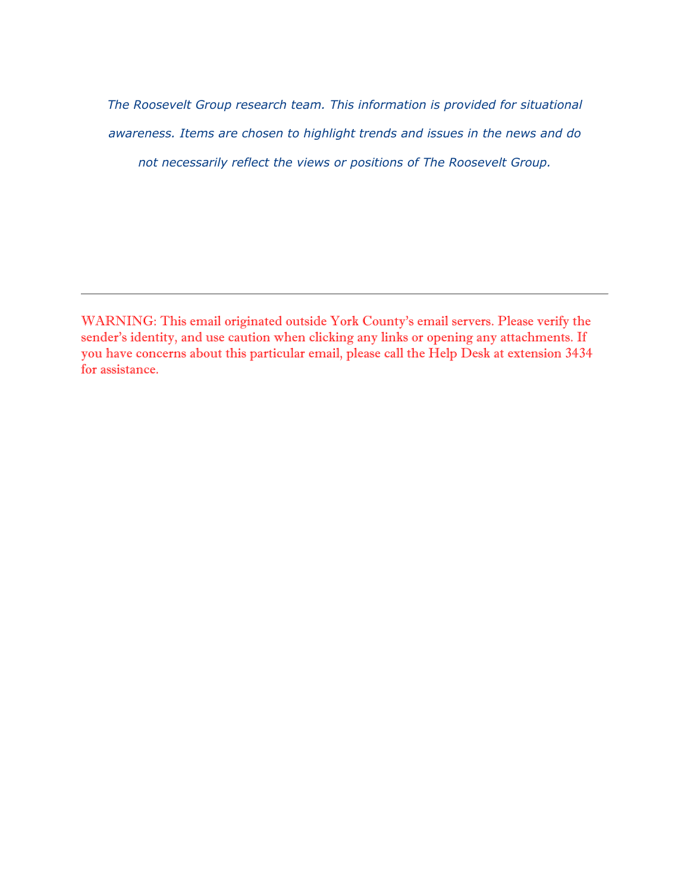*The Roosevelt Group research team. This information is provided for situational awareness. Items are chosen to highlight trends and issues in the news and do not necessarily reflect the views or positions of The Roosevelt Group.*

---

WARNING: This email originated outside York County's email servers. Please verify the sender's identity, and use caution when clicking any links or opening any attachments. If you have concerns about this particular email, please call the Help Desk at extension 3434 for assistance.